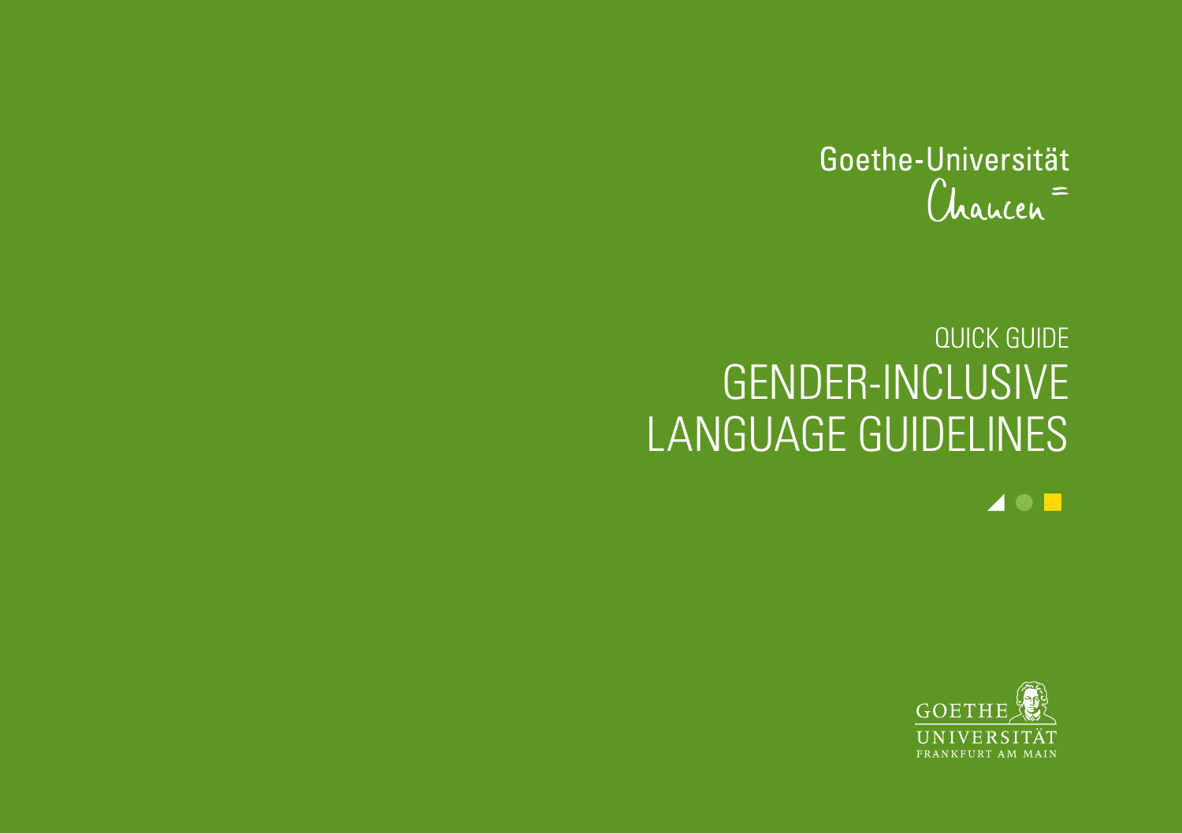Goethe-Universität

Chancen =

QUICK GUIDE

# GENDER-INCLUSIVE LANGUAGE GUIDELINES

GOETHE UNIVERSITÄT FRANKFURT AM MAIN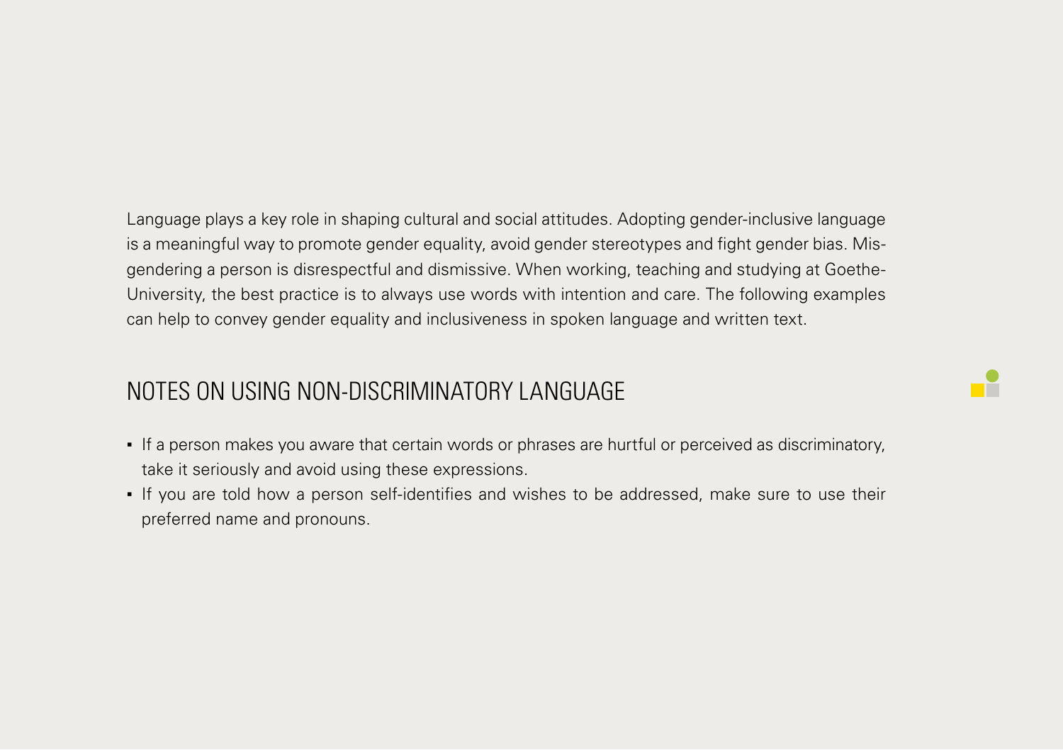Language plays a key role in shaping cultural and social attitudes. Adopting gender-inclusive language is a meaningful way to promote gender equality, avoid gender stereotypes and fight gender bias. Misgendering a person is disrespectful and dismissive. When working, teaching and studying at Goethe-University, the best practice is to always use words with intention and care. The following examples can help to convey gender equality and inclusiveness in spoken language and written text.

## NOTES ON USING NON-DISCRIMINATORY LANGUAGE

- If a person makes you aware that certain words or phrases are hurtful or perceived as discriminatory, take it seriously and avoid using these expressions.
- If you are told how a person self-identifies and wishes to be addressed, make sure to use their preferred name and pronouns.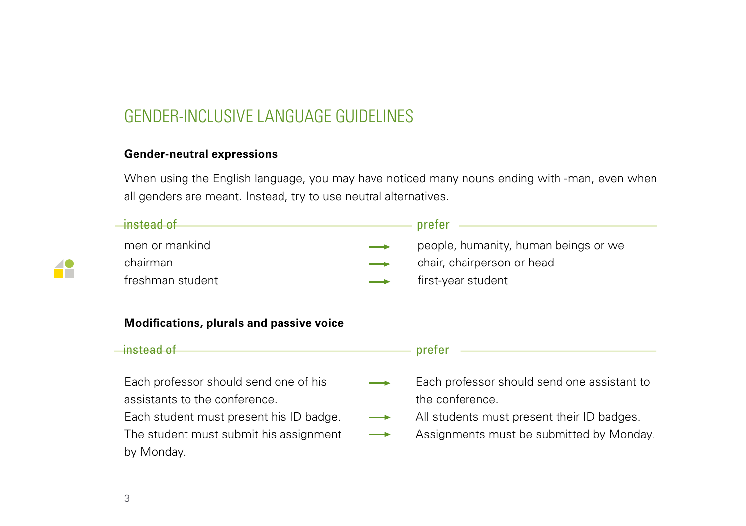# GENDER-INCLUSIVE LANGUAGE GUIDELINES

**Gender-neutral expressions**

When using the English language, you may have noticed many nouns ending with -man, even when all genders are meant. Instead, try to use neutral alternatives.

| instead of | | prefer |
|---|---|---|
| men or mankind | → | people, humanity, human beings or we |
| chairman | → | chair, chairperson or head |
| freshman student | → | first-year student |

**Modifications, plurals and passive voice**

| instead of | | prefer |
|---|---|---|
| Each professor should send one of his assistants to the conference. | → | Each professor should send one assistant to the conference. |
| Each student must present his ID badge. | → | All students must present their ID badges. |
| The student must submit his assignment by Monday. | → | Assignments must be submitted by Monday. |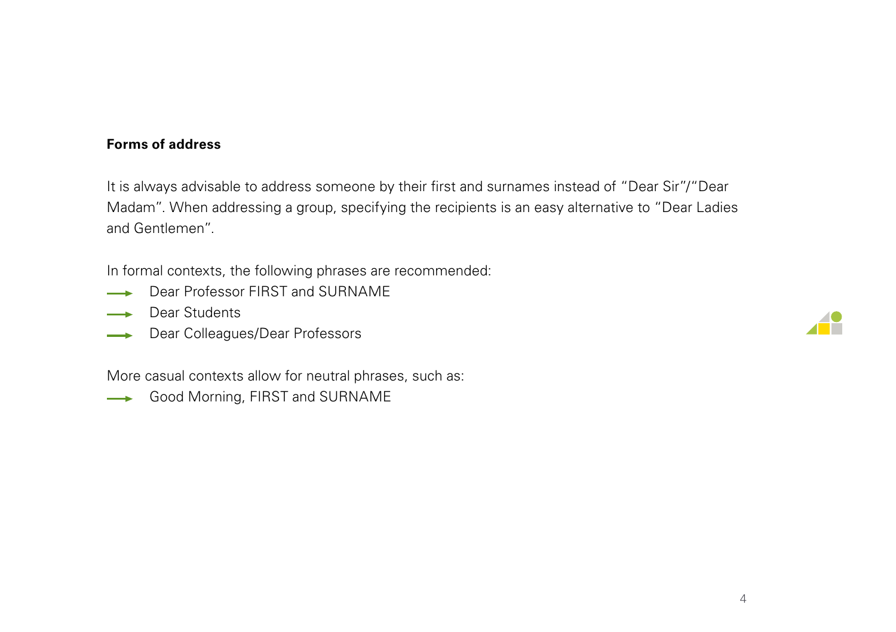**Forms of address**

It is always advisable to address someone by their first and surnames instead of “Dear Sir”/“Dear Madam”. When addressing a group, specifying the recipients is an easy alternative to “Dear Ladies and Gentlemen”.

In formal contexts, the following phrases are recommended:

- Dear Professor FIRST and SURNAME
- Dear Students
- Dear Colleagues/Dear Professors

More casual contexts allow for neutral phrases, such as:

- Good Morning, FIRST and SURNAME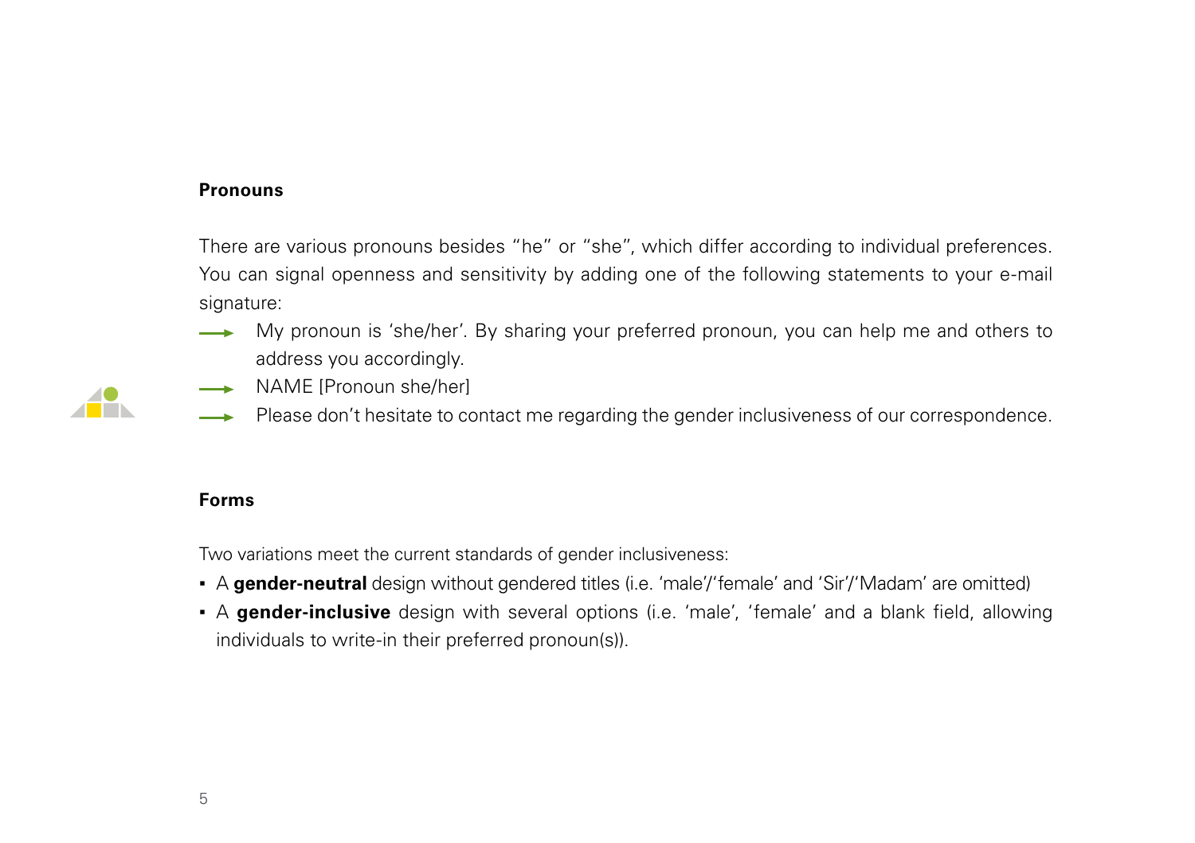## Pronouns

There are various pronouns besides "he" or "she", which differ according to individual preferences. You can signal openness and sensitivity by adding one of the following statements to your e-mail signature:

- My pronoun is 'she/her'. By sharing your preferred pronoun, you can help me and others to address you accordingly.
- NAME [Pronoun she/her]
- Please don't hesitate to contact me regarding the gender inclusiveness of our correspondence.

## Forms

Two variations meet the current standards of gender inclusiveness:

- A **gender-neutral** design without gendered titles (i.e. 'male'/'female' and 'Sir'/'Madam' are omitted)
- A **gender-inclusive** design with several options (i.e. 'male', 'female' and a blank field, allowing individuals to write-in their preferred pronoun(s)).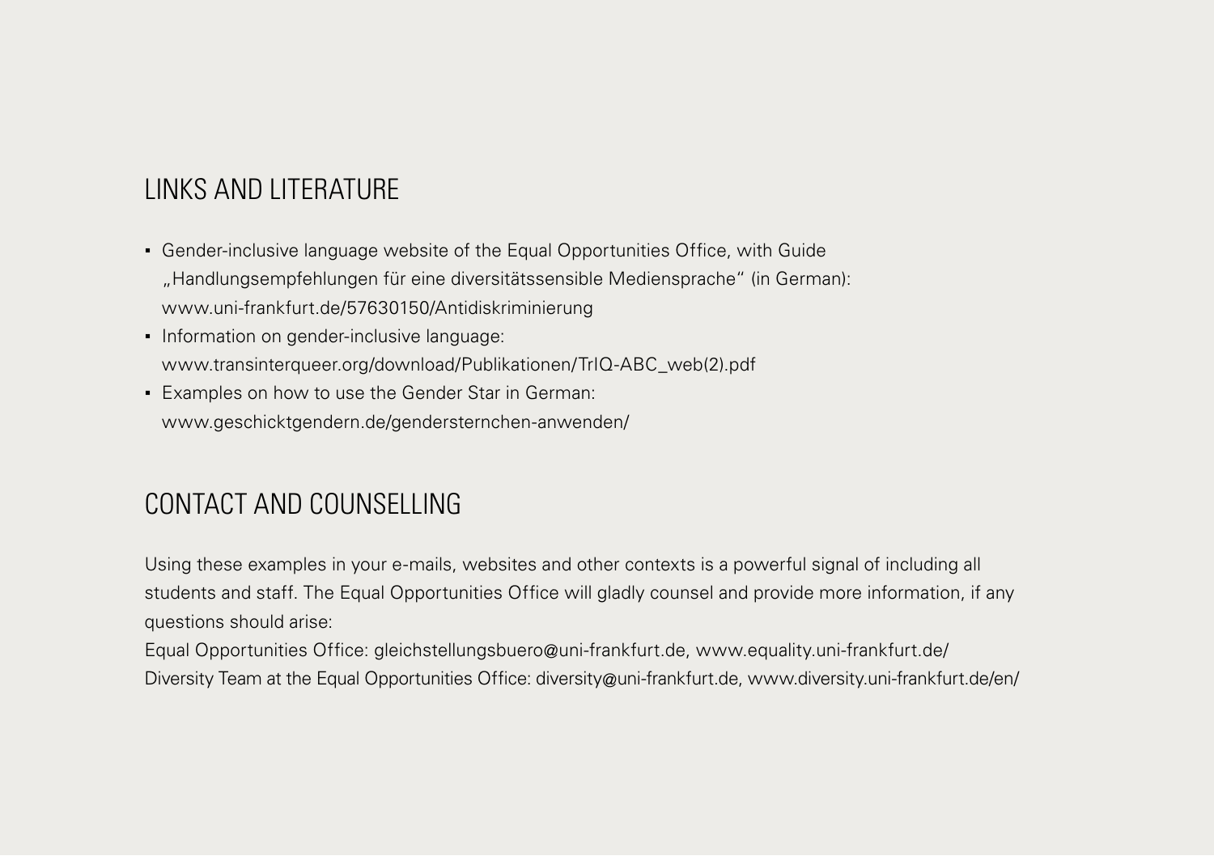## LINKS AND LITERATURE

- Gender-inclusive language website of the Equal Opportunities Office, with Guide „Handlungsempfehlungen für eine diversitätssensible Mediensprache“ (in German): www.uni-frankfurt.de/57630150/Antidiskriminierung
- Information on gender-inclusive language: www.transinterqueer.org/download/Publikationen/TrIQ-ABC_web(2).pdf
- Examples on how to use the Gender Star in German: www.geschicktgendern.de/gendersternchen-anwenden/

## CONTACT AND COUNSELLING

Using these examples in your e-mails, websites and other contexts is a powerful signal of including all students and staff. The Equal Opportunities Office will gladly counsel and provide more information, if any questions should arise:

Equal Opportunities Office: gleichstellungsbuero@uni-frankfurt.de, www.equality.uni-frankfurt.de/
Diversity Team at the Equal Opportunities Office: diversity@uni-frankfurt.de, www.diversity.uni-frankfurt.de/en/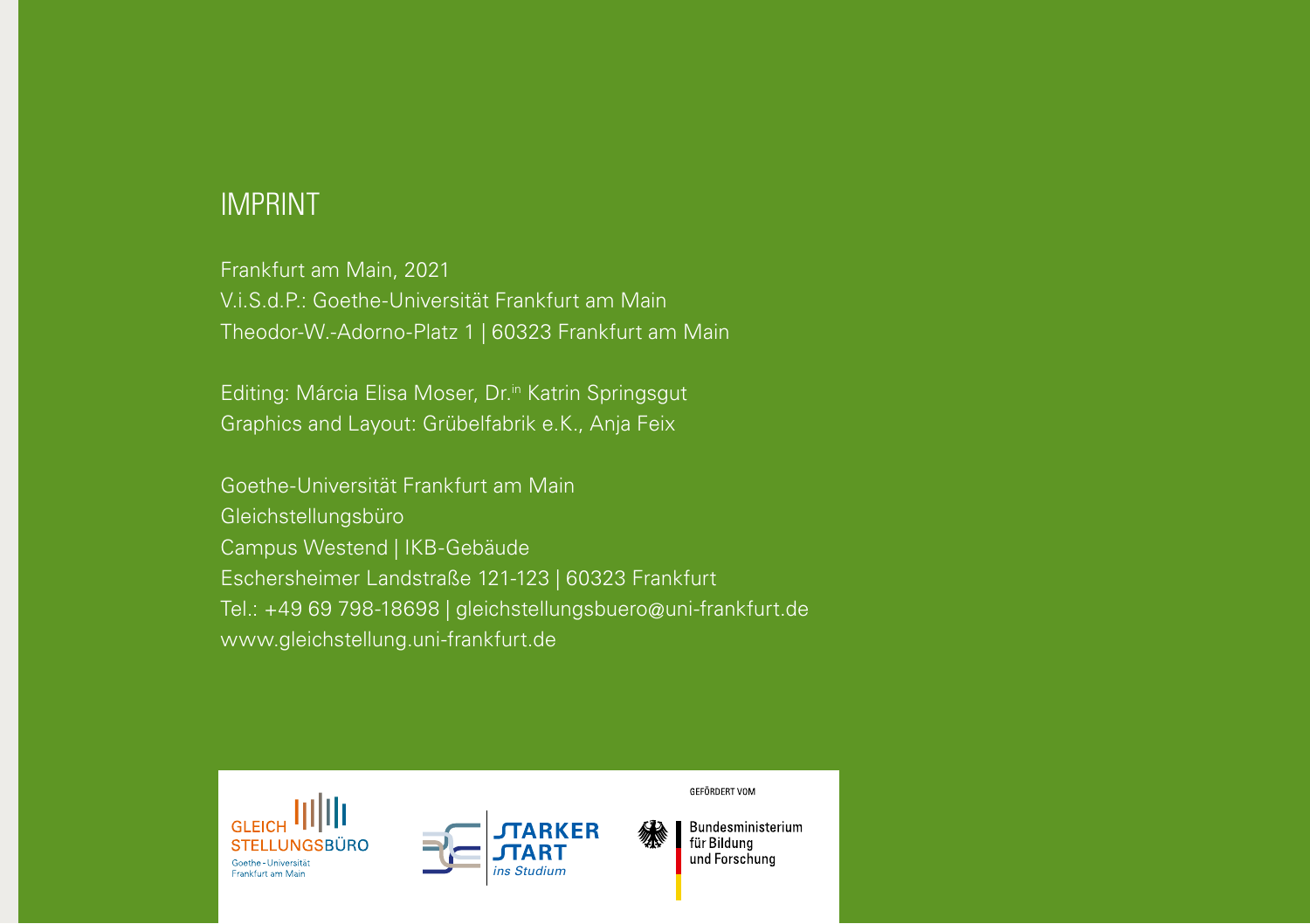# IMPRINT

Frankfurt am Main, 2021
V.i.S.d.P.: Goethe-Universität Frankfurt am Main
Theodor-W.-Adorno-Platz 1 | 60323 Frankfurt am Main

Editing: Márcia Elisa Moser, Dr.[in] Katrin Springsgut
Graphics and Layout: Grübelfabrik e.K., Anja Feix

Goethe-Universität Frankfurt am Main
Gleichstellungsbüro
Campus Westend | IKB-Gebäude
Eschersheimer Landstraße 121-123 | 60323 Frankfurt
Tel.: +49 69 798-18698 | gleichstellungsbuero@uni-frankfurt.de
www.gleichstellung.uni-frankfurt.de

GLEICH STELLUNGSBÜRO
Goethe-Universität Frankfurt am Main

STARKER START ins Studium

GEFÖRDERT VOM

Bundesministerium für Bildung und Forschung